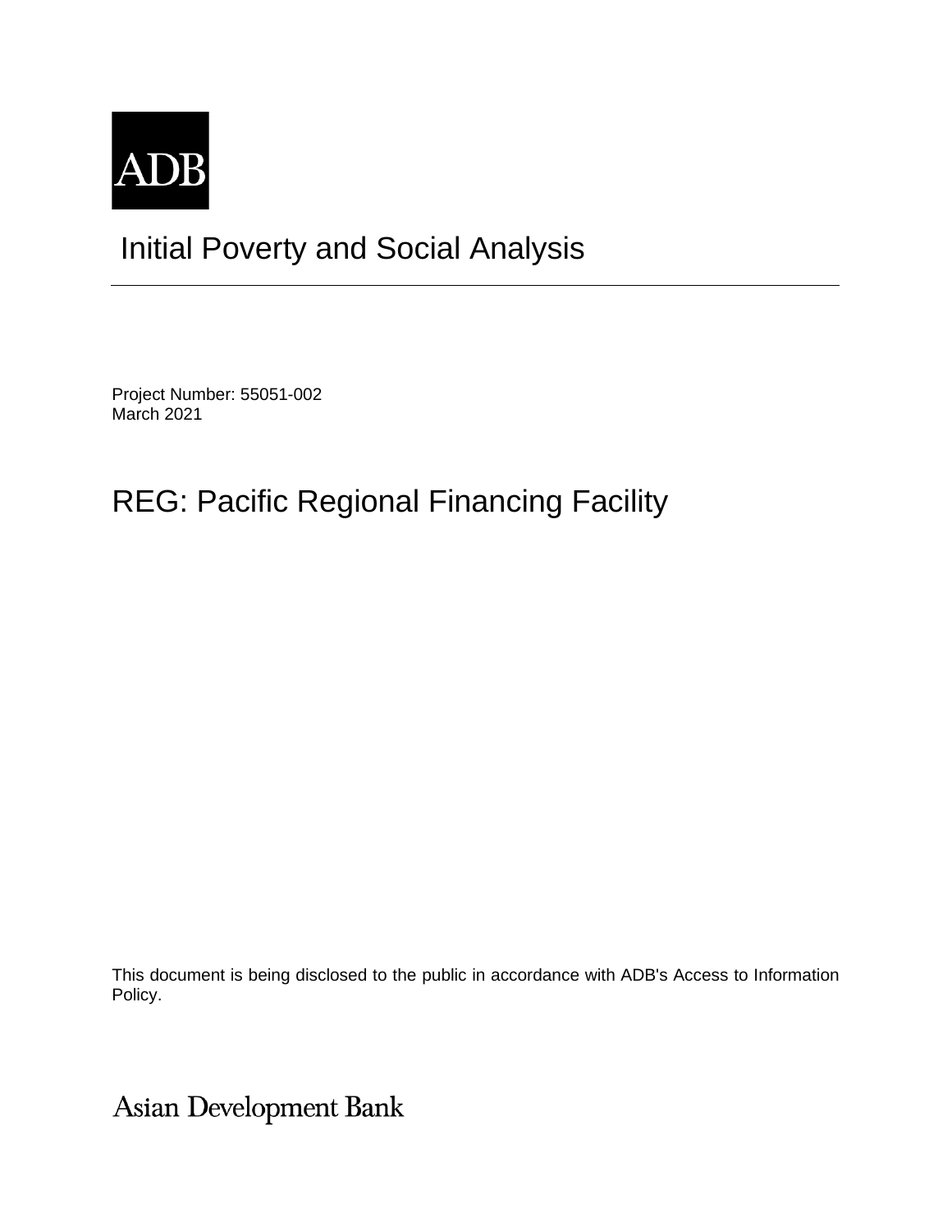ADB

# Initial Poverty and Social Analysis

Project Number: 55051-002
March 2021

## REG: Pacific Regional Financing Facility

This document is being disclosed to the public in accordance with ADB's Access to Information Policy.

Asian Development Bank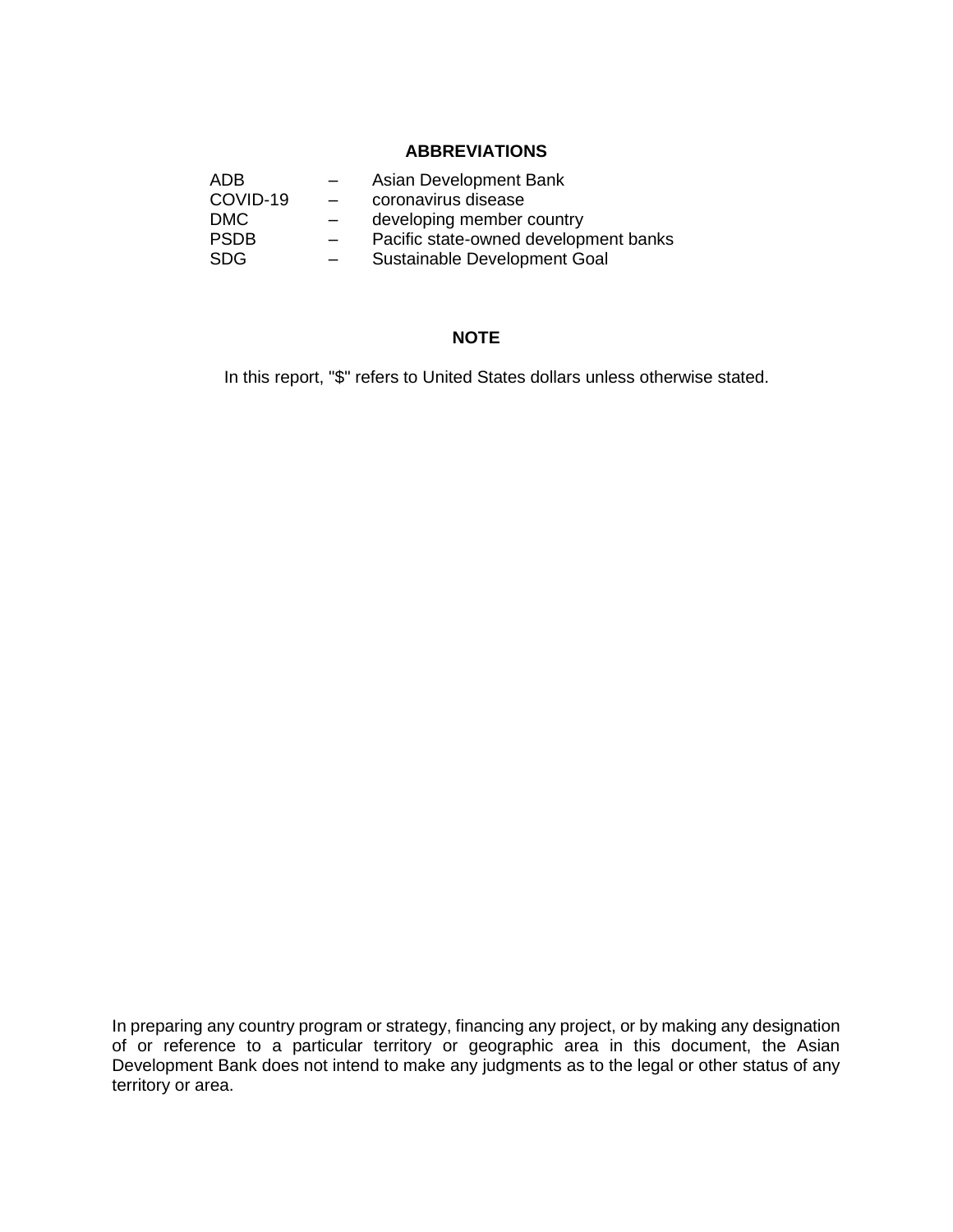## ABBREVIATIONS

| | | |
|---|---|---|
| ADB | – | Asian Development Bank |
| COVID-19 | – | coronavirus disease |
| DMC | – | developing member country |
| PSDB | – | Pacific state-owned development banks |
| SDG | – | Sustainable Development Goal |

## NOTE

In this report, "$" refers to United States dollars unless otherwise stated.

In preparing any country program or strategy, financing any project, or by making any designation of or reference to a particular territory or geographic area in this document, the Asian Development Bank does not intend to make any judgments as to the legal or other status of any territory or area.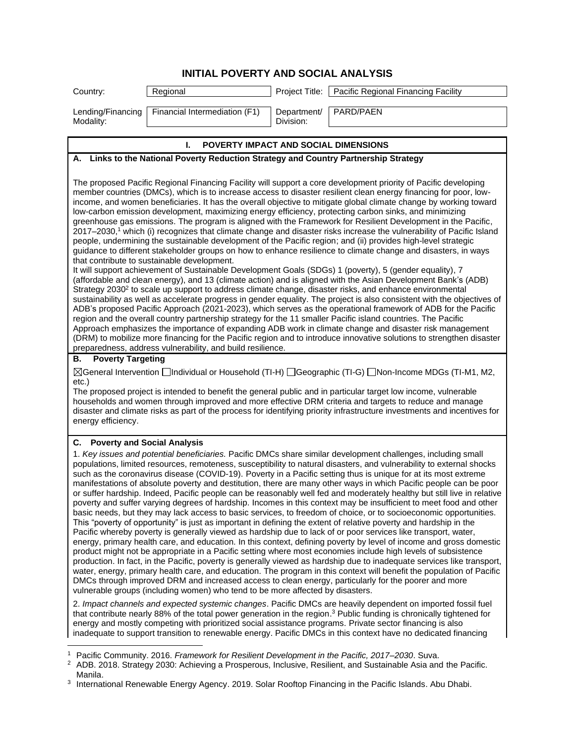# INITIAL POVERTY AND SOCIAL ANALYSIS

| Country: | Regional | Project Title: | Pacific Regional Financing Facility |
|---|---|---|---|
| Lending/Financing Modality: | Financial Intermediation (F1) | Department/ Division: | PARD/PAEN |

## I. POVERTY IMPACT AND SOCIAL DIMENSIONS

### A. Links to the National Poverty Reduction Strategy and Country Partnership Strategy

The proposed Pacific Regional Financing Facility will support a core development priority of Pacific developing member countries (DMCs), which is to increase access to disaster resilient clean energy financing for poor, low-income, and women beneficiaries. It has the overall objective to mitigate global climate change by working toward low-carbon emission development, maximizing energy efficiency, protecting carbon sinks, and minimizing greenhouse gas emissions. The program is aligned with the Framework for Resilient Development in the Pacific, 2017–2030,[1] which (i) recognizes that climate change and disaster risks increase the vulnerability of Pacific Island people, undermining the sustainable development of the Pacific region; and (ii) provides high-level strategic guidance to different stakeholder groups on how to enhance resilience to climate change and disasters, in ways that contribute to sustainable development.

It will support achievement of Sustainable Development Goals (SDGs) 1 (poverty), 5 (gender equality), 7 (affordable and clean energy), and 13 (climate action) and is aligned with the Asian Development Bank's (ADB) Strategy 2030[2] to scale up support to address climate change, disaster risks, and enhance environmental sustainability as well as accelerate progress in gender equality. The project is also consistent with the objectives of ADB's proposed Pacific Approach (2021-2023), which serves as the operational framework of ADB for the Pacific region and the overall country partnership strategy for the 11 smaller Pacific island countries. The Pacific Approach emphasizes the importance of expanding ADB work in climate change and disaster risk management (DRM) to mobilize more financing for the Pacific region and to introduce innovative solutions to strengthen disaster preparedness, address vulnerability, and build resilience.

### B. Poverty Targeting

☒General Intervention ☐Individual or Household (TI-H) ☐Geographic (TI-G) ☐Non-Income MDGs (TI-M1, M2, etc.)

The proposed project is intended to benefit the general public and in particular target low income, vulnerable households and women through improved and more effective DRM criteria and targets to reduce and manage disaster and climate risks as part of the process for identifying priority infrastructure investments and incentives for energy efficiency.

### C. Poverty and Social Analysis

1. *Key issues and potential beneficiaries.* Pacific DMCs share similar development challenges, including small populations, limited resources, remoteness, susceptibility to natural disasters, and vulnerability to external shocks such as the coronavirus disease (COVID-19). Poverty in a Pacific setting thus is unique for at its most extreme manifestations of absolute poverty and destitution, there are many other ways in which Pacific people can be poor or suffer hardship. Indeed, Pacific people can be reasonably well fed and moderately healthy but still live in relative poverty and suffer varying degrees of hardship. Incomes in this context may be insufficient to meet food and other basic needs, but they may lack access to basic services, to freedom of choice, or to socioeconomic opportunities. This "poverty of opportunity" is just as important in defining the extent of relative poverty and hardship in the Pacific whereby poverty is generally viewed as hardship due to lack of or poor services like transport, water, energy, primary health care, and education. In this context, defining poverty by level of income and gross domestic product might not be appropriate in a Pacific setting where most economies include high levels of subsistence production. In fact, in the Pacific, poverty is generally viewed as hardship due to inadequate services like transport, water, energy, primary health care, and education. The program in this context will benefit the population of Pacific DMCs through improved DRM and increased access to clean energy, particularly for the poorer and more vulnerable groups (including women) who tend to be more affected by disasters.

2. *Impact channels and expected systemic changes*. Pacific DMCs are heavily dependent on imported fossil fuel that contribute nearly 88% of the total power generation in the region.[3] Public funding is chronically tightened for energy and mostly competing with prioritized social assistance programs. Private sector financing is also inadequate to support transition to renewable energy. Pacific DMCs in this context have no dedicated financing

---

[1] Pacific Community. 2016. *Framework for Resilient Development in the Pacific, 2017–2030*. Suva.

[2] ADB. 2018. Strategy 2030: Achieving a Prosperous, Inclusive, Resilient, and Sustainable Asia and the Pacific. Manila.

[3] International Renewable Energy Agency. 2019. Solar Rooftop Financing in the Pacific Islands. Abu Dhabi.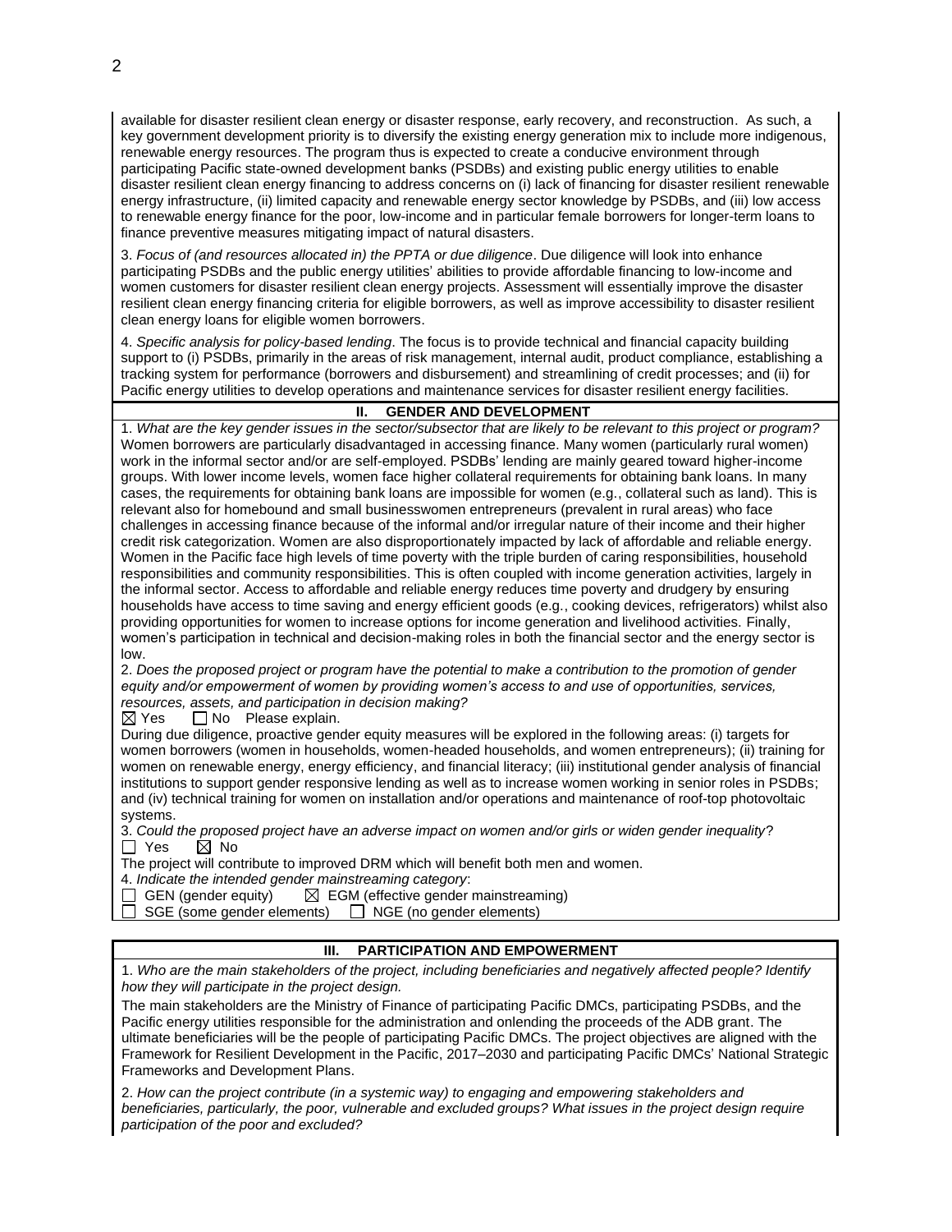available for disaster resilient clean energy or disaster response, early recovery, and reconstruction. As such, a key government development priority is to diversify the existing energy generation mix to include more indigenous, renewable energy resources. The program thus is expected to create a conducive environment through participating Pacific state-owned development banks (PSDBs) and existing public energy utilities to enable disaster resilient clean energy financing to address concerns on (i) lack of financing for disaster resilient renewable energy infrastructure, (ii) limited capacity and renewable energy sector knowledge by PSDBs, and (iii) low access to renewable energy finance for the poor, low-income and in particular female borrowers for longer-term loans to finance preventive measures mitigating impact of natural disasters.

3. *Focus of (and resources allocated in) the PPTA or due diligence*. Due diligence will look into enhance participating PSDBs and the public energy utilities' abilities to provide affordable financing to low-income and women customers for disaster resilient clean energy projects. Assessment will essentially improve the disaster resilient clean energy financing criteria for eligible borrowers, as well as improve accessibility to disaster resilient clean energy loans for eligible women borrowers.

4. *Specific analysis for policy-based lending*. The focus is to provide technical and financial capacity building support to (i) PSDBs, primarily in the areas of risk management, internal audit, product compliance, establishing a tracking system for performance (borrowers and disbursement) and streamlining of credit processes; and (ii) for Pacific energy utilities to develop operations and maintenance services for disaster resilient energy facilities.

## II. GENDER AND DEVELOPMENT

1. *What are the key gender issues in the sector/subsector that are likely to be relevant to this project or program?* Women borrowers are particularly disadvantaged in accessing finance. Many women (particularly rural women) work in the informal sector and/or are self-employed. PSDBs' lending are mainly geared toward higher-income groups. With lower income levels, women face higher collateral requirements for obtaining bank loans. In many cases, the requirements for obtaining bank loans are impossible for women (e.g., collateral such as land). This is relevant also for homebound and small businesswomen entrepreneurs (prevalent in rural areas) who face challenges in accessing finance because of the informal and/or irregular nature of their income and their higher credit risk categorization. Women are also disproportionately impacted by lack of affordable and reliable energy. Women in the Pacific face high levels of time poverty with the triple burden of caring responsibilities, household responsibilities and community responsibilities. This is often coupled with income generation activities, largely in the informal sector. Access to affordable and reliable energy reduces time poverty and drudgery by ensuring households have access to time saving and energy efficient goods (e.g., cooking devices, refrigerators) whilst also providing opportunities for women to increase options for income generation and livelihood activities. Finally, women's participation in technical and decision-making roles in both the financial sector and the energy sector is low.

2. *Does the proposed project or program have the potential to make a contribution to the promotion of gender equity and/or empowerment of women by providing women's access to and use of opportunities, services, resources, assets, and participation in decision making?*

☒ Yes ☐ No Please explain.

During due diligence, proactive gender equity measures will be explored in the following areas: (i) targets for women borrowers (women in households, women-headed households, and women entrepreneurs); (ii) training for women on renewable energy, energy efficiency, and financial literacy; (iii) institutional gender analysis of financial institutions to support gender responsive lending as well as to increase women working in senior roles in PSDBs; and (iv) technical training for women on installation and/or operations and maintenance of roof-top photovoltaic systems.

3. *Could the proposed project have an adverse impact on women and/or girls or widen gender inequality*?

☐ Yes ☒ No

The project will contribute to improved DRM which will benefit both men and women.

4. *Indicate the intended gender mainstreaming category*:

☐ GEN (gender equity) ☒ EGM (effective gender mainstreaming)
☐ SGE (some gender elements) ☐ NGE (no gender elements)

## III. PARTICIPATION AND EMPOWERMENT

1. *Who are the main stakeholders of the project, including beneficiaries and negatively affected people? Identify how they will participate in the project design.*

The main stakeholders are the Ministry of Finance of participating Pacific DMCs, participating PSDBs, and the Pacific energy utilities responsible for the administration and onlending the proceeds of the ADB grant. The ultimate beneficiaries will be the people of participating Pacific DMCs. The project objectives are aligned with the Framework for Resilient Development in the Pacific, 2017–2030 and participating Pacific DMCs' National Strategic Frameworks and Development Plans.

2. *How can the project contribute (in a systemic way) to engaging and empowering stakeholders and beneficiaries, particularly, the poor, vulnerable and excluded groups? What issues in the project design require participation of the poor and excluded?*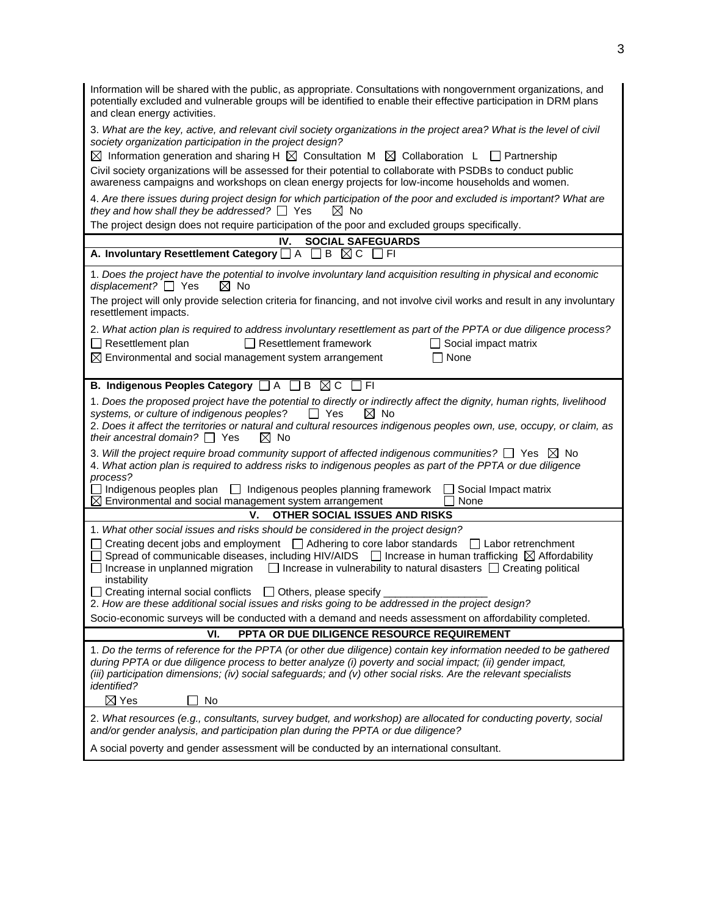Information will be shared with the public, as appropriate. Consultations with nongovernment organizations, and potentially excluded and vulnerable groups will be identified to enable their effective participation in DRM plans and clean energy activities.

3. *What are the key, active, and relevant civil society organizations in the project area? What is the level of civil society organization participation in the project design?*

☒ Information generation and sharing H ☒ Consultation M ☒ Collaboration L ☐ Partnership

Civil society organizations will be assessed for their potential to collaborate with PSDBs to conduct public awareness campaigns and workshops on clean energy projects for low-income households and women.

4. *Are there issues during project design for which participation of the poor and excluded is important? What are they and how shall they be addressed?* ☐ Yes ☒ No

The project design does not require participation of the poor and excluded groups specifically.

## IV. SOCIAL SAFEGUARDS

**A. Involuntary Resettlement Category** ☐ A ☐ B ☒ C ☐ FI

1. *Does the project have the potential to involve involuntary land acquisition resulting in physical and economic displacement?* ☐ Yes ☒ No

The project will only provide selection criteria for financing, and not involve civil works and result in any involuntary resettlement impacts.

2. *What action plan is required to address involuntary resettlement as part of the PPTA or due diligence process?*

☐ Resettlement plan ☐ Resettlement framework ☐ Social impact matrix
☒ Environmental and social management system arrangement ☐ None

**B. Indigenous Peoples Category** ☐ A ☐ B ☒ C ☐ FI

1. *Does the proposed project have the potential to directly or indirectly affect the dignity, human rights, livelihood systems, or culture of indigenous peoples?* ☐ Yes ☒ No
2. *Does it affect the territories or natural and cultural resources indigenous peoples own, use, occupy, or claim, as their ancestral domain?* ☐ Yes ☒ No

3. *Will the project require broad community support of affected indigenous communities?* ☐ Yes ☒ No
4. *What action plan is required to address risks to indigenous peoples as part of the PPTA or due diligence process?*

☐ Indigenous peoples plan ☐ Indigenous peoples planning framework ☐ Social Impact matrix
☒ Environmental and social management system arrangement ☐ None

## V. OTHER SOCIAL ISSUES AND RISKS

1. *What other social issues and risks should be considered in the project design?*

☐ Creating decent jobs and employment ☐ Adhering to core labor standards ☐ Labor retrenchment
☐ Spread of communicable diseases, including HIV/AIDS ☐ Increase in human trafficking ☒ Affordability
☐ Increase in unplanned migration ☐ Increase in vulnerability to natural disasters ☐ Creating political instability
☐ Creating internal social conflicts ☐ Others, please specify \_\_\_\_\_\_\_\_\_\_\_\_\_\_\_\_\_\_
2. *How are these additional social issues and risks going to be addressed in the project design?*

Socio-economic surveys will be conducted with a demand and needs assessment on affordability completed.

## VI. PPTA OR DUE DILIGENCE RESOURCE REQUIREMENT

1. *Do the terms of reference for the PPTA (or other due diligence) contain key information needed to be gathered during PPTA or due diligence process to better analyze (i) poverty and social impact; (ii) gender impact, (iii) participation dimensions; (iv) social safeguards; and (v) other social risks. Are the relevant specialists identified?*

☒ Yes ☐ No

2. *What resources (e.g., consultants, survey budget, and workshop) are allocated for conducting poverty, social and/or gender analysis, and participation plan during the PPTA or due diligence?*

A social poverty and gender assessment will be conducted by an international consultant.